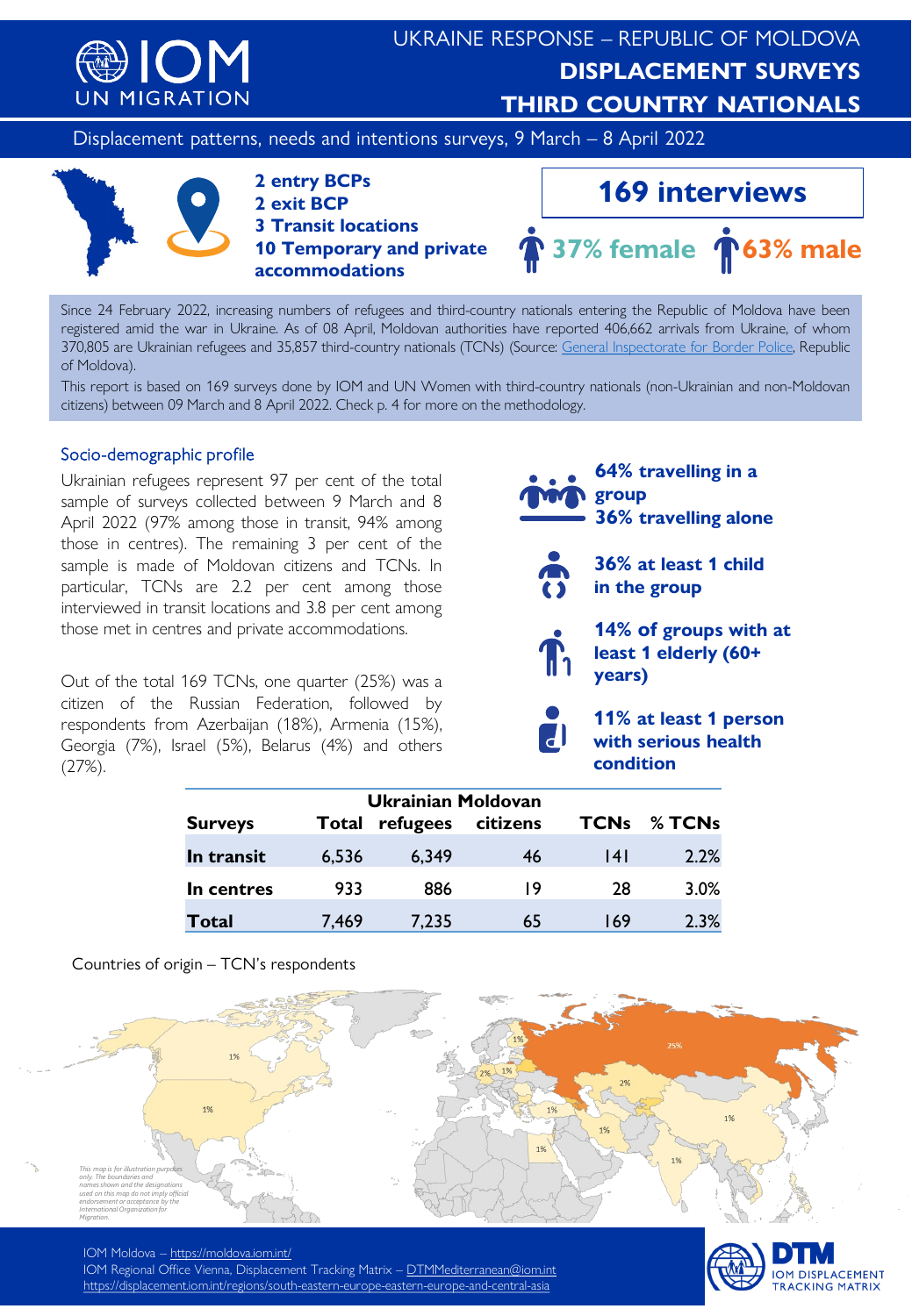# UKRAINE RESPONSE – REPUBLIC OF MOLDOVA

## DISPLACEMENT SURVEYS

## THIRD COUNTRY NATIONALS

Displacement patterns, needs and intentions surveys, 9 March – 8 April 2022

**2 entry BCPs**
**2 exit BCP**
**3 Transit locations**
**10 Temporary and private accommodations**

**169 interviews**

**37% female** **63% male**

Since 24 February 2022, increasing numbers of refugees and third-country nationals entering the Republic of Moldova have been registered amid the war in Ukraine. As of 08 April, Moldovan authorities have reported 406,662 arrivals from Ukraine, of whom 370,805 are Ukrainian refugees and 35,857 third-country nationals (TCNs) (Source: General Inspectorate for Border Police, Republic of Moldova).

This report is based on 169 surveys done by IOM and UN Women with third-country nationals (non-Ukrainian and non-Moldovan citizens) between 09 March and 8 April 2022. Check p. 4 for more on the methodology.

### Socio-demographic profile

Ukrainian refugees represent 97 per cent of the total sample of surveys collected between 9 March and 8 April 2022 (97% among those in transit, 94% among those in centres). The remaining 3 per cent of the sample is made of Moldovan citizens and TCNs. In particular, TCNs are 2.2 per cent among those interviewed in transit locations and 3.8 per cent among those met in centres and private accommodations.

Out of the total 169 TCNs, one quarter (25%) was a citizen of the Russian Federation, followed by respondents from Azerbaijan (18%), Armenia (15%), Georgia (7%), Israel (5%), Belarus (4%) and others (27%).

**64% travelling in a group**
**36% travelling alone**

**36% at least 1 child in the group**

**14% of groups with at least 1 elderly (60+ years)**

**11% at least 1 person with serious health condition**

| Surveys | Total | Ukrainian refugees | Moldovan citizens | TCNs | % TCNs |
|---|---|---|---|---|---|
| **In transit** | 6,536 | 6,349 | 46 | 141 | 2.2% |
| **In centres** | 933 | 886 | 19 | 28 | 3.0% |
| **Total** | 7,469 | 7,235 | 65 | 169 | 2.3% |

Countries of origin – TCN's respondents

*This map is for illustration purposes only. The boundaries and names shown and the designations used on this map do not imply official endorsement or acceptance by the International Organization for Migration.*

IOM Moldova – https://moldova.iom.int/
IOM Regional Office Vienna, Displacement Tracking Matrix – DTMMediterranean@iom.int
https://displacement.iom.int/regions/south-eastern-europe-eastern-europe-and-central-asia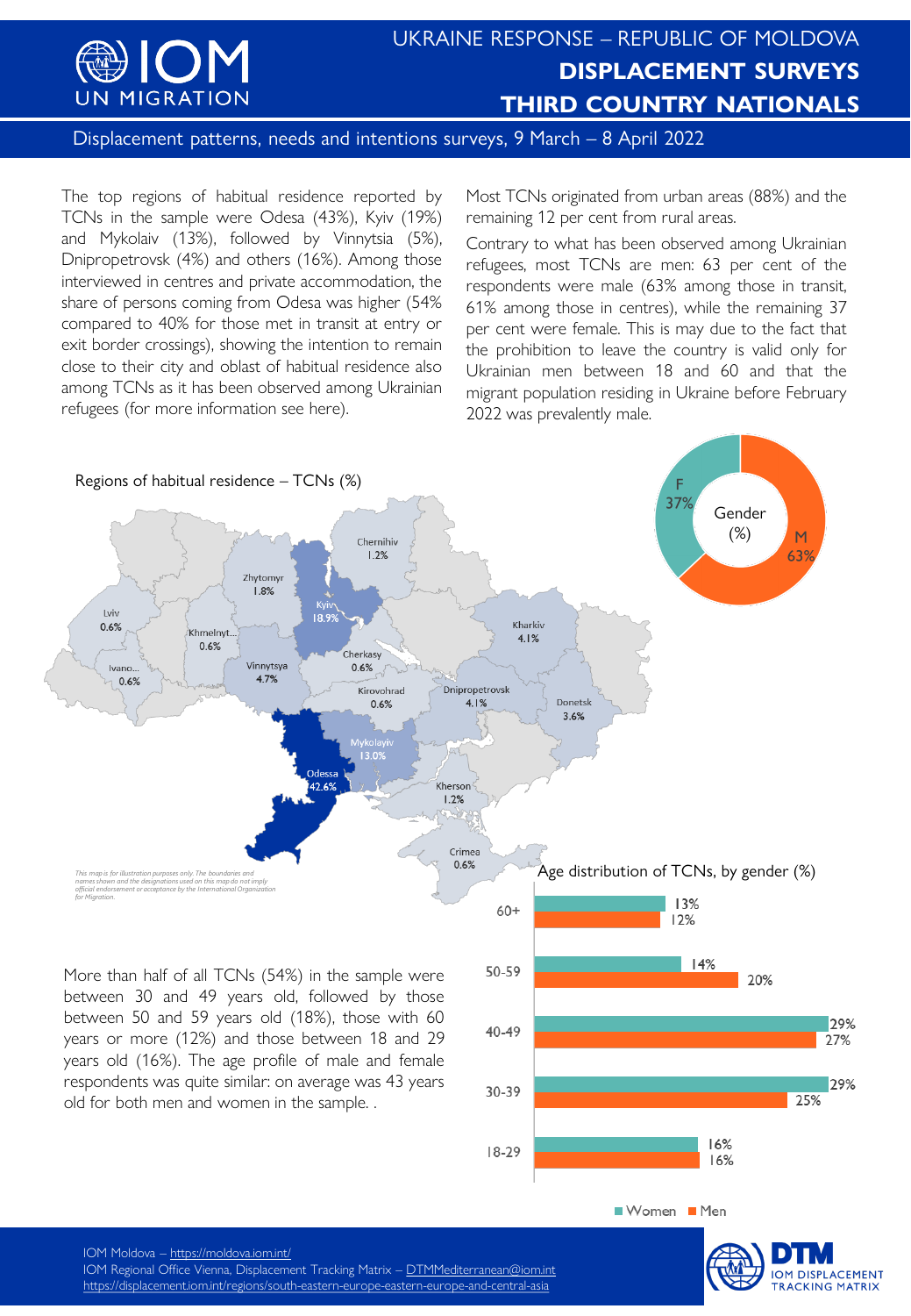# UKRAINE RESPONSE – REPUBLIC OF MOLDOVA

## DISPLACEMENT SURVEYS THIRD COUNTRY NATIONALS

Displacement patterns, needs and intentions surveys, 9 March – 8 April 2022

The top regions of habitual residence reported by TCNs in the sample were Odesa (43%), Kyiv (19%) and Mykolaiv (13%), followed by Vinnytsia (5%), Dnipropetrovsk (4%) and others (16%). Among those interviewed in centres and private accommodation, the share of persons coming from Odesa was higher (54% compared to 40% for those met in transit at entry or exit border crossings), showing the intention to remain close to their city and oblast of habitual residence also among TCNs as it has been observed among Ukrainian refugees (for more information see here).

Most TCNs originated from urban areas (88%) and the remaining 12 per cent from rural areas.

Contrary to what has been observed among Ukrainian refugees, most TCNs are men: 63 per cent of the respondents were male (63% among those in transit, 61% among those in centres), while the remaining 37 per cent were female. This is may due to the fact that the prohibition to leave the country is valid only for Ukrainian men between 18 and 60 and that the migrant population residing in Ukraine before February 2022 was prevalently male.

Regions of habitual residence – TCNs (%)

| Region | % |
|---|---|
| Odessa | 42.6% |
| Kyiv | 18.9% |
| Mykolayiv | 13.0% |
| Vinnytsya | 4.7% |
| Kharkiv | 4.1% |
| Dnipropetrovsk | 4.1% |
| Donetsk | 3.6% |
| Zhytomyr | 1.8% |
| Chernihiv | 1.2% |
| Kherson | 1.2% |
| Lviv | 0.6% |
| Khmelnyt... | 0.6% |
| Ivano... | 0.6% |
| Cherkasy | 0.6% |
| Kirovohrad | 0.6% |
| Crimea | 0.6% |

*This map is for illustration purposes only. The boundaries and names shown and the designations used on this map do not imply official endorsement or acceptance by the International Organization for Migration.*

Gender (%)

| Gender | % |
|---|---|
| F | 37% |
| M | 63% |

More than half of all TCNs (54%) in the sample were between 30 and 49 years old, followed by those between 50 and 59 years old (18%), those with 60 years or more (12%) and those between 18 and 29 years old (16%). The age profile of male and female respondents was quite similar: on average was 43 years old for both men and women in the sample. .

Age distribution of TCNs, by gender (%)

| Age | Women | Men |
|---|---|---|
| 60+ | 13% | 12% |
| 50-59 | 14% | 20% |
| 40-49 | 29% | 27% |
| 30-39 | 29% | 25% |
| 18-29 | 16% | 16% |

IOM Moldova – https://moldova.iom.int/
IOM Regional Office Vienna, Displacement Tracking Matrix – DTMMediterranean@iom.int
https://displacement.iom.int/regions/south-eastern-europe-eastern-europe-and-central-asia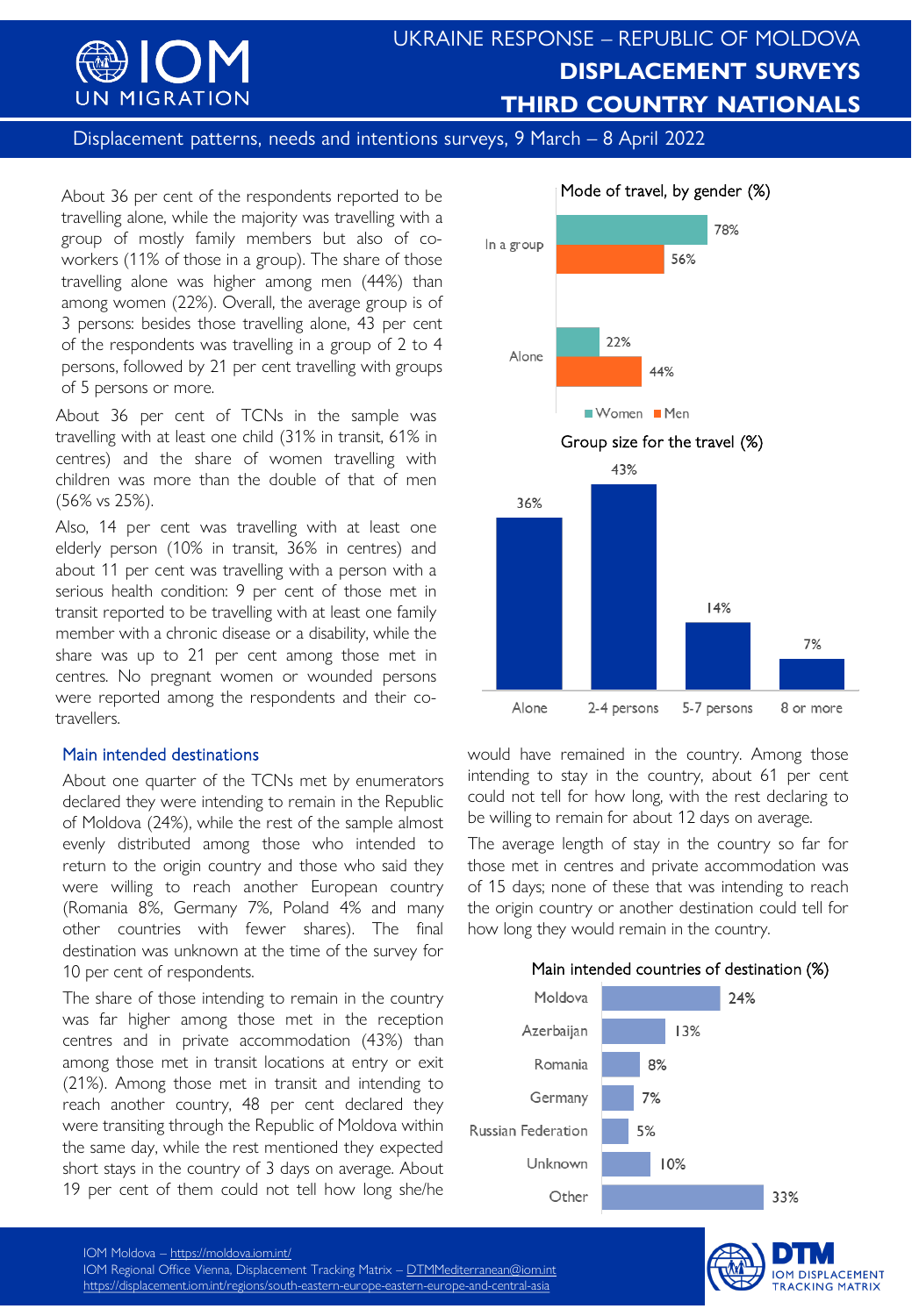# UKRAINE RESPONSE – REPUBLIC OF MOLDOVA
## DISPLACEMENT SURVEYS
## THIRD COUNTRY NATIONALS

Displacement patterns, needs and intentions surveys, 9 March – 8 April 2022

About 36 per cent of the respondents reported to be travelling alone, while the majority was travelling with a group of mostly family members but also of co-workers (11% of those in a group). The share of those travelling alone was higher among men (44%) than among women (22%). Overall, the average group is of 3 persons: besides those travelling alone, 43 per cent of the respondents was travelling in a group of 2 to 4 persons, followed by 21 per cent travelling with groups of 5 persons or more.

About 36 per cent of TCNs in the sample was travelling with at least one child (31% in transit, 61% in centres) and the share of women travelling with children was more than the double of that of men (56% vs 25%).

Also, 14 per cent was travelling with at least one elderly person (10% in transit, 36% in centres) and about 11 per cent was travelling with a person with a serious health condition: 9 per cent of those met in transit reported to be travelling with at least one family member with a chronic disease or a disability, while the share was up to 21 per cent among those met in centres. No pregnant women or wounded persons were reported among the respondents and their co-travellers.

**Mode of travel, by gender (%)**

| | Women | Men |
|---|---|---|
| In a group | 78% | 56% |
| Alone | 22% | 44% |

**Group size for the travel (%)**

| Alone | 2-4 persons | 5-7 persons | 8 or more |
|---|---|---|---|
| 36% | 43% | 14% | 7% |

### Main intended destinations

About one quarter of the TCNs met by enumerators declared they were intending to remain in the Republic of Moldova (24%), while the rest of the sample almost evenly distributed among those who intended to return to the origin country and those who said they were willing to reach another European country (Romania 8%, Germany 7%, Poland 4% and many other countries with fewer shares). The final destination was unknown at the time of the survey for 10 per cent of respondents.

The share of those intending to remain in the country was far higher among those met in the reception centres and in private accommodation (43%) than among those met in transit locations at entry or exit (21%). Among those met in transit and intending to reach another country, 48 per cent declared they were transiting through the Republic of Moldova within the same day, while the rest mentioned they expected short stays in the country of 3 days on average. About 19 per cent of them could not tell how long she/he would have remained in the country. Among those intending to stay in the country, about 61 per cent could not tell for how long, with the rest declaring to be willing to remain for about 12 days on average.

The average length of stay in the country so far for those met in centres and private accommodation was of 15 days; none of these that was intending to reach the origin country or another destination could tell for how long they would remain in the country.

**Main intended countries of destination (%)**

| Country | % |
|---|---|
| Moldova | 24% |
| Azerbaijan | 13% |
| Romania | 8% |
| Germany | 7% |
| Russian Federation | 5% |
| Unknown | 10% |
| Other | 33% |

IOM Moldova – https://moldova.iom.int/
IOM Regional Office Vienna, Displacement Tracking Matrix – DTMMediterranean@iom.int
https://displacement.iom.int/regions/south-eastern-europe-eastern-europe-and-central-asia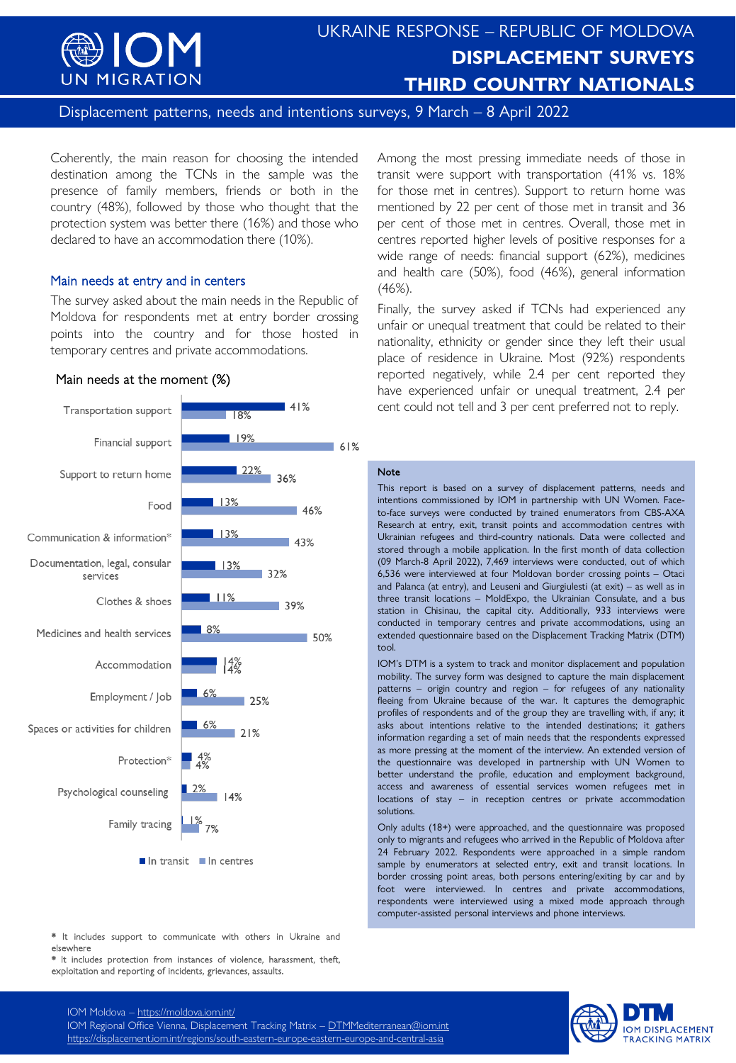Coherently, the main reason for choosing the intended destination among the TCNs in the sample was the presence of family members, friends or both in the country (48%), followed by those who thought that the protection system was better there (16%) and those who declared to have an accommodation there (10%).

## Main needs at entry and in centers

The survey asked about the main needs in the Republic of Moldova for respondents met at entry border crossing points into the country and for those hosted in temporary centres and private accommodations.

### Main needs at the moment (%)

Transportation support 41% 18%
Financial support 19% 61%
Support to return home 22% 36%
Food 13% 46%
Communication & information* 13% 43%
Documentation, legal, consular services 13% 32%
Clothes & shoes 11% 39%
Medicines and health services 8% 50%
Accommodation 14% 14%
Employment / Job 6% 25%
Spaces or activities for children 6% 21%
Protection* 4% 4%
Psychological counseling 2% 14%
Family tracing 1% 7%

In transit | In centres

\* It includes support to communicate with others in Ukraine and elsewhere

\* It includes protection from instances of violence, harassment, theft, exploitation and reporting of incidents, grievances, assaults.

Among the most pressing immediate needs of those in transit were support with transportation (41% vs. 18% for those met in centres). Support to return home was mentioned by 22 per cent of those met in transit and 36 per cent of those met in centres. Overall, those met in centres reported higher levels of positive responses for a wide range of needs: financial support (62%), medicines and health care (50%), food (46%), general information (46%).

Finally, the survey asked if TCNs had experienced any unfair or unequal treatment that could be related to their nationality, ethnicity or gender since they left their usual place of residence in Ukraine. Most (92%) respondents reported negatively, while 2.4 per cent reported they have experienced unfair or unequal treatment, 2.4 per cent could not tell and 3 per cent preferred not to reply.

**Note**

This report is based on a survey of displacement patterns, needs and intentions commissioned by IOM in partnership with UN Women. Face-to-face surveys were conducted by trained enumerators from CBS-AXA Research at entry, exit, transit points and accommodation centres with Ukrainian refugees and third-country nationals. Data were collected and stored through a mobile application. In the first month of data collection (09 March-8 April 2022), 7,469 interviews were conducted, out of which 6,536 were interviewed at four Moldovan border crossing points – Otaci and Palanca (at entry), and Leuseni and Giurgiulesti (at exit) – as well as in three transit locations – MoldExpo, the Ukrainian Consulate, and a bus station in Chisinau, the capital city. Additionally, 933 interviews were conducted in temporary centres and private accommodations, using an extended questionnaire based on the Displacement Tracking Matrix (DTM) tool.

IOM's DTM is a system to track and monitor displacement and population mobility. The survey form was designed to capture the main displacement patterns – origin country and region – for refugees of any nationality fleeing from Ukraine because of the war. It captures the demographic profiles of respondents and of the group they are travelling with, if any; it asks about intentions relative to the intended destinations; it gathers information regarding a set of main needs that the respondents expressed as more pressing at the moment of the interview. An extended version of the questionnaire was developed in partnership with UN Women to better understand the profile, education and employment background, access and awareness of essential services women refugees met in locations of stay – in reception centres or private accommodation solutions.

Only adults (18+) were approached, and the questionnaire was proposed only to migrants and refugees who arrived in the Republic of Moldova after 24 February 2022. Respondents were approached in a simple random sample by enumerators at selected entry, exit and transit locations. In border crossing point areas, both persons entering/exiting by car and by foot were interviewed. In centres and private accommodations, respondents were interviewed using a mixed mode approach through computer-assisted personal interviews and phone interviews.

IOM Moldova – https://moldova.iom.int/
IOM Regional Office Vienna, Displacement Tracking Matrix – DTMMediterranean@iom.int
https://displacement.iom.int/regions/south-eastern-europe-eastern-europe-and-central-asia